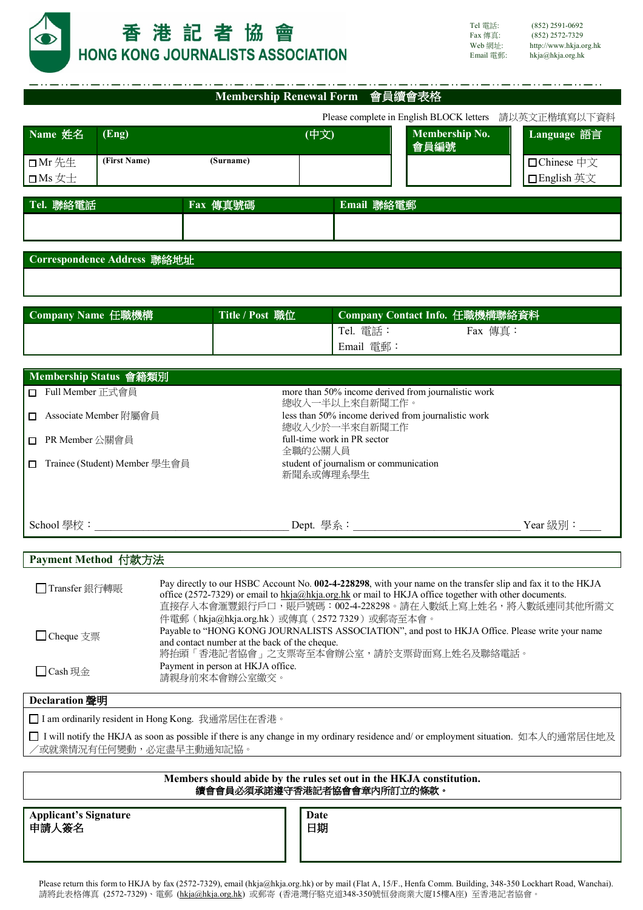# 香港記者協會
# HONG KONG JOURNALISTS ASSOCIATION

Tel 電話: (852) 2591-0692
Fax 傳真: (852) 2572-7329
Web 網址: http://www.hkja.org.hk
Email 電郵: hkja@hkja.org.hk

## Membership Renewal Form 會員續會表格

Please complete in English BLOCK letters 請以英文正楷填寫以下資料

| Name 姓名 | (Eng) | | (中文) | Membership No. 會員編號 | Language 語言 |
|---|---|---|---|---|---|
| ☐Mr 先生<br>☐Ms 女士 | (First Name) | (Surname) | | | ☐Chinese 中文<br>☐English 英文 |

| Tel. 聯絡電話 | Fax 傳真號碼 | Email 電郵 |
|---|---|---|
| | | |

| Correspondence Address 聯絡地址 |
|---|
| |

| Company Name 任職機構 | Title / Post 職位 | Company Contact Info. 任職機構聯絡資料 |
|---|---|---|
| | | Tel. 電話： Fax 傳真：<br>Email 電郵： |

### Membership Status 會籍類別

| | |
|---|---|
| ☐ Full Member 正式會員 | more than 50% income derived from journalistic work<br>總收入一半以上來自新聞工作。 |
| ☐ Associate Member 附屬會員 | less than 50% income derived from journalistic work<br>總收入少於一半來自新聞工作 |
| ☐ PR Member 公關會員 | full-time work in PR sector<br>全職的公關人員 |
| ☐ Trainee (Student) Member 學生會員 | student of journalism or communication<br>新聞系或傳理系學生 |

School 學校：\_\_\_\_\_\_\_\_\_\_\_\_\_\_\_\_\_\_\_\_ Dept. 學系：\_\_\_\_\_\_\_\_\_\_\_\_\_\_\_\_\_\_\_\_ Year 級別：\_\_\_\_

### Payment Method 付款方法

| | |
|---|---|
| ☐Transfer 銀行轉賬 | Pay directly to our HSBC Account No. **002-4-228298**, with your name on the transfer slip and fax it to the HKJA office (2572-7329) or email to hkja@hkja.org.hk or mail to HKJA office together with other documents.<br>直接存入本會滙豐銀行戶口，賬戶號碼：002-4-228298。請在入數紙上寫上姓名，將入數紙連同其他所需文件電郵（hkja@hkja.org.hk）或傳真（2572 7329）或郵寄至本會。 |
| ☐Cheque 支票 | Payable to "HONG KONG JOURNALISTS ASSOCIATION", and post to HKJA Office. Please write your name and contact number at the back of the cheque.<br>將抬頭「香港記者協會」之支票寄至本會辦公室，請於支票背面寫上姓名及聯絡電話。 |
| ☐Cash 現金 | Payment in person at HKJA office.<br>請親身前來本會辦公室繳交。 |

### Declaration 聲明

☐ I am ordinarily resident in Hong Kong. 我通常居住在香港。

☐ I will notify the HKJA as soon as possible if there is any change in my ordinary residence and/ or employment situation. 如本人的通常居住地及／或就業情況有任何變動，必定盡早主動通知記協。

**Members should abide by the rules set out in the HKJA constitution.**
**續會會員必須承諾遵守香港記者協會會章內所訂立的條款。**

| Applicant's Signature 申請人簽名 | Date 日期 |
|---|---|
| | |

Please return this form to HKJA by fax (2572-7329), email (hkja@hkja.org.hk) or by mail (Flat A, 15/F., Henfa Comm. Building, 348-350 Lockhart Road, Wanchai).
請將此表格傳真（2572-7329）、電郵（hkja@hkja.org.hk）或郵寄（香港灣仔駱克道348-350號恒發商業大廈15樓A座）至香港記者協會。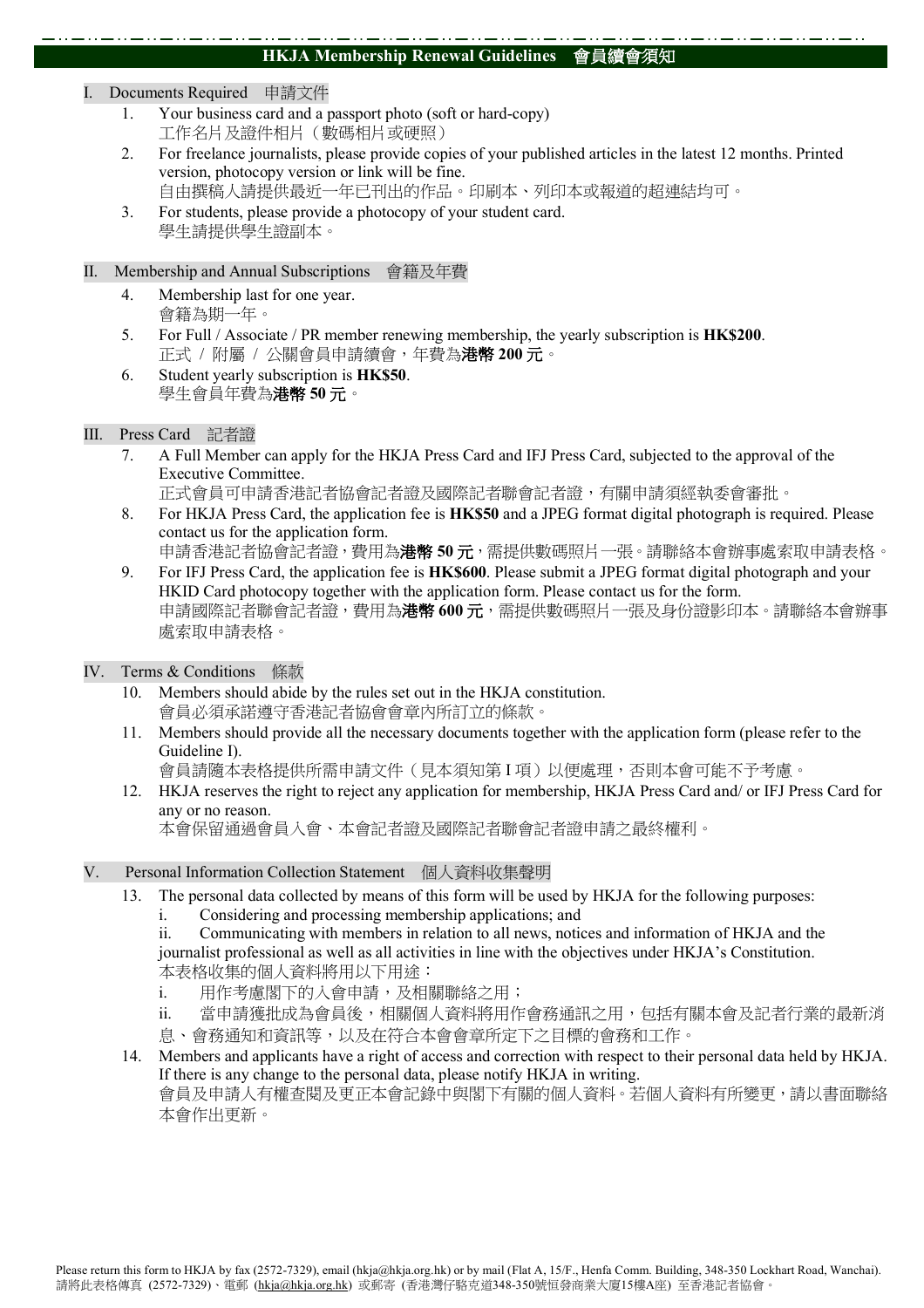## HKJA Membership Renewal Guidelines 會員續會須知

### I. Documents Required 申請文件

1. Your business card and a passport photo (soft or hard-copy)
   工作名片及證件相片（數碼相片或硬照）
2. For freelance journalists, please provide copies of your published articles in the latest 12 months. Printed version, photocopy version or link will be fine.
   自由撰稿人請提供最近一年已刊出的作品。印刷本、列印本或報道的超連結均可。
3. For students, please provide a photocopy of your student card.
   學生請提供學生證副本。

### II. Membership and Annual Subscriptions 會籍及年費

4. Membership last for one year.
   會籍為期一年。
5. For Full / Associate / PR member renewing membership, the yearly subscription is **HK$200**.
   正式 / 附屬 / 公關會員申請續會，年費為**港幣 200 元**。
6. Student yearly subscription is **HK$50**.
   學生會員年費為**港幣 50 元**。

### III. Press Card 記者證

7. A Full Member can apply for the HKJA Press Card and IFJ Press Card, subjected to the approval of the Executive Committee.
   正式會員可申請香港記者協會記者證及國際記者聯會記者證，有關申請須經執委會審批。
8. For HKJA Press Card, the application fee is **HK$50** and a JPEG format digital photograph is required. Please contact us for the application form.
   申請香港記者協會記者證，費用為**港幣 50 元**，需提供數碼照片一張。請聯絡本會辦事處索取申請表格。
9. For IFJ Press Card, the application fee is **HK$600**. Please submit a JPEG format digital photograph and your HKID Card photocopy together with the application form. Please contact us for the form.
   申請國際記者聯會記者證，費用為**港幣 600 元**，需提供數碼照片一張及身份證影印本。請聯絡本會辦事處索取申請表格。

### IV. Terms & Conditions 條款

10. Members should abide by the rules set out in the HKJA constitution.
    會員必須承諾遵守香港記者協會會章內所訂立的條款。
11. Members should provide all the necessary documents together with the application form (please refer to the Guideline I).
    會員請隨本表格提供所需申請文件（見本須知第 I 項）以便處理，否則本會可能不予考慮。
12. HKJA reserves the right to reject any application for membership, HKJA Press Card and/ or IFJ Press Card for any or no reason.
    本會保留通過會員入會、本會記者證及國際記者聯會記者證申請之最終權利。

### V. Personal Information Collection Statement 個人資料收集聲明

13. The personal data collected by means of this form will be used by HKJA for the following purposes:
    i. Considering and processing membership applications; and
    ii. Communicating with members in relation to all news, notices and information of HKJA and the journalist professional as well as all activities in line with the objectives under HKJA's Constitution.
    本表格收集的個人資料將用以下用途：
    i. 用作考慮閣下的入會申請，及相關聯絡之用；
    ii. 當申請獲批成為會員後，相關個人資料將用作會務通訊之用，包括有關本會及記者行業的最新消息、會務通知和資訊等，以及在符合本會會章所定下之目標的會務和工作。
14. Members and applicants have a right of access and correction with respect to their personal data held by HKJA. If there is any change to the personal data, please notify HKJA in writing.
    會員及申請人有權查閱及更正本會記錄中與閣下有關的個人資料。若個人資料有所變更，請以書面聯絡本會作出更新。

Please return this form to HKJA by fax (2572-7329), email (hkja@hkja.org.hk) or by mail (Flat A, 15/F., Henfa Comm. Building, 348-350 Lockhart Road, Wanchai).
請將此表格傳真 (2572-7329)、電郵 (hkja@hkja.org.hk) 或郵寄 (香港灣仔駱克道348-350號恒發商業大廈15樓A座) 至香港記者協會。